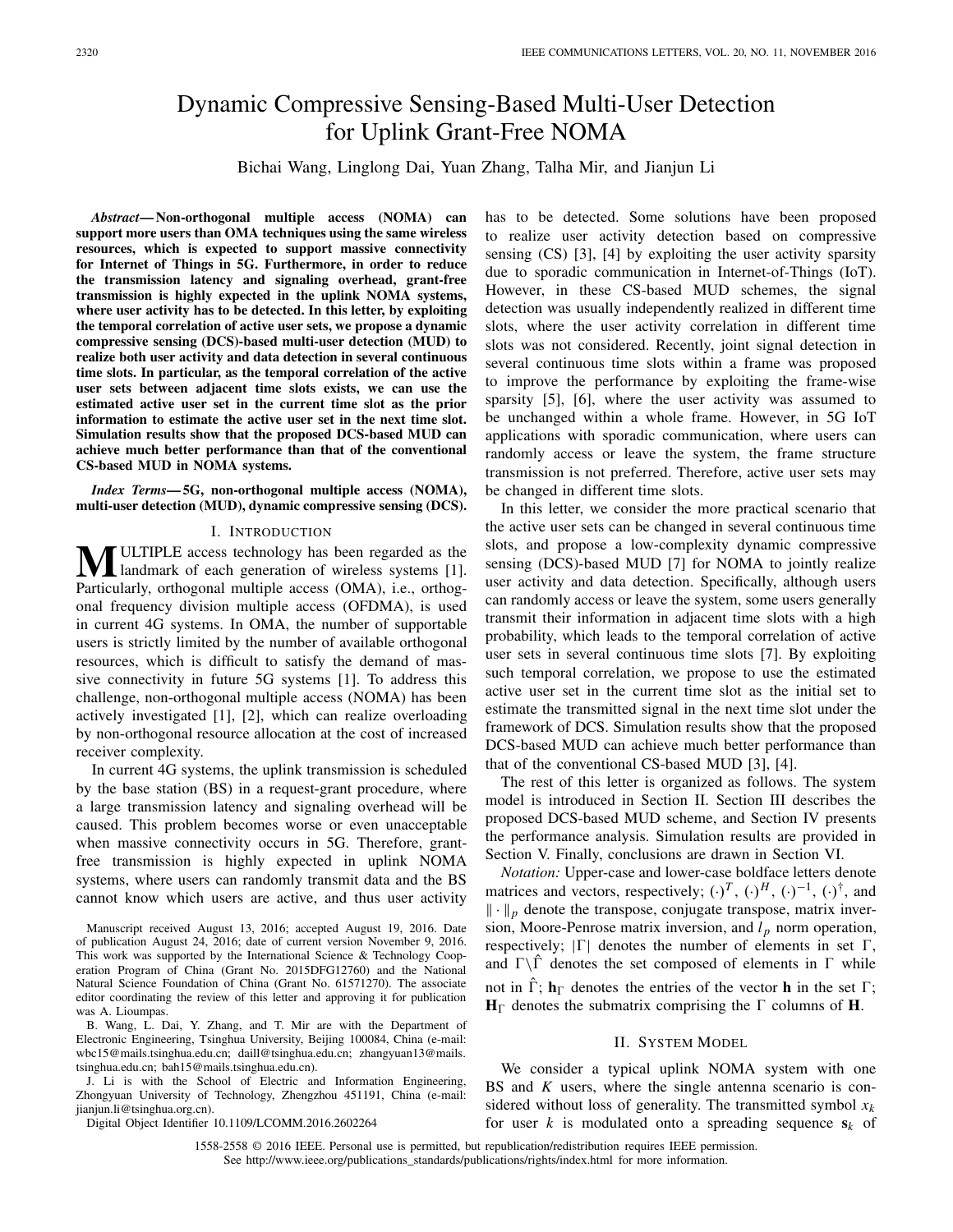# Dynamic Compressive Sensing-Based Multi-User Detection for Uplink Grant-Free NOMA

Bichai Wang, Linglong Dai, Yuan Zhang, Talha Mir, and Jianjun Li

***Abstract*— Non-orthogonal multiple access (NOMA) can support more users than OMA techniques using the same wireless resources, which is expected to support massive connectivity for Internet of Things in 5G. Furthermore, in order to reduce the transmission latency and signaling overhead, grant-free transmission is highly expected in the uplink NOMA systems, where user activity has to be detected. In this letter, by exploiting the temporal correlation of active user sets, we propose a dynamic compressive sensing (DCS)-based multi-user detection (MUD) to realize both user activity and data detection in several continuous time slots. In particular, as the temporal correlation of the active user sets between adjacent time slots exists, we can use the estimated active user set in the current time slot as the prior information to estimate the active user set in the next time slot. Simulation results show that the proposed DCS-based MUD can achieve much better performance than that of the conventional CS-based MUD in NOMA systems.**

***Index Terms*— 5G, non-orthogonal multiple access (NOMA), multi-user detection (MUD), dynamic compressive sensing (DCS).**

## I. Introduction

Multiple access technology has been regarded as the landmark of each generation of wireless systems [1]. Particularly, orthogonal multiple access (OMA), i.e., orthogonal frequency division multiple access (OFDMA), is used in current 4G systems. In OMA, the number of supportable users is strictly limited by the number of available orthogonal resources, which is difficult to satisfy the demand of massive connectivity in future 5G systems [1]. To address this challenge, non-orthogonal multiple access (NOMA) has been actively investigated [1], [2], which can realize overloading by non-orthogonal resource allocation at the cost of increased receiver complexity.

In current 4G systems, the uplink transmission is scheduled by the base station (BS) in a request-grant procedure, where a large transmission latency and signaling overhead will be caused. This problem becomes worse or even unacceptable when massive connectivity occurs in 5G. Therefore, grant-free transmission is highly expected in uplink NOMA systems, where users can randomly transmit data and the BS cannot know which users are active, and thus user activity has to be detected. Some solutions have been proposed to realize user activity detection based on compressive sensing (CS) [3], [4] by exploiting the user activity sparsity due to sporadic communication in Internet-of-Things (IoT). However, in these CS-based MUD schemes, the signal detection was usually independently realized in different time slots, where the user activity correlation in different time slots was not considered. Recently, joint signal detection in several continuous time slots within a frame was proposed to improve the performance by exploiting the frame-wise sparsity [5], [6], where the user activity was assumed to be unchanged within a whole frame. However, in 5G IoT applications with sporadic communication, where users can randomly access or leave the system, the frame structure transmission is not preferred. Therefore, active user sets may be changed in different time slots.

In this letter, we consider the more practical scenario that the active user sets can be changed in several continuous time slots, and propose a low-complexity dynamic compressive sensing (DCS)-based MUD [7] for NOMA to jointly realize user activity and data detection. Specifically, although users can randomly access or leave the system, some users generally transmit their information in adjacent time slots with a high probability, which leads to the temporal correlation of active user sets in several continuous time slots [7]. By exploiting such temporal correlation, we propose to use the estimated active user set in the current time slot as the initial set to estimate the transmitted signal in the next time slot under the framework of DCS. Simulation results show that the proposed DCS-based MUD can achieve much better performance than that of the conventional CS-based MUD [3], [4].

The rest of this letter is organized as follows. The system model is introduced in Section II. Section III describes the proposed DCS-based MUD scheme, and Section IV presents the performance analysis. Simulation results are provided in Section V. Finally, conclusions are drawn in Section VI.

*Notation:* Upper-case and lower-case boldface letters denote matrices and vectors, respectively; $(\cdot)^T$, $(\cdot)^H$, $(\cdot)^{-1}$, $(\cdot)^{\dagger}$, and $\|\cdot\|_p$ denote the transpose, conjugate transpose, matrix inversion, Moore-Penrose matrix inversion, and $l_p$ norm operation, respectively; $|\Gamma|$ denotes the number of elements in set $\Gamma$, and $\Gamma\backslash\hat{\Gamma}$ denotes the set composed of elements in $\Gamma$ while not in $\hat{\Gamma}$; $\mathbf{h}_{\Gamma}$ denotes the entries of the vector $\mathbf{h}$ in the set $\Gamma$; $\mathbf{H}_{\Gamma}$ denotes the submatrix comprising the $\Gamma$ columns of $\mathbf{H}$.

## II. System Model

We consider a typical uplink NOMA system with one BS and $K$ users, where the single antenna scenario is considered without loss of generality. The transmitted symbol $x_k$ for user $k$ is modulated onto a spreading sequence $\mathbf{s}_k$ of

Manuscript received August 13, 2016; accepted August 19, 2016. Date of publication August 24, 2016; date of current version November 9, 2016. This work was supported by the International Science & Technology Cooperation Program of China (Grant No. 2015DFG12760) and the National Natural Science Foundation of China (Grant No. 61571270). The associate editor coordinating the review of this letter and approving it for publication was A. Lioumpas.

B. Wang, L. Dai, Y. Zhang, and T. Mir are with the Department of Electronic Engineering, Tsinghua University, Beijing 100084, China (e-mail: wbc15@mails.tsinghua.edu.cn; daill@tsinghua.edu.cn; zhangyuan13@mails.tsinghua.edu.cn; bah15@mails.tsinghua.edu.cn).

J. Li is with the School of Electric and Information Engineering, Zhongyuan University of Technology, Zhengzhou 451191, China (e-mail: jianjun.li@tsinghua.org.cn).

Digital Object Identifier 10.1109/LCOMM.2016.2602264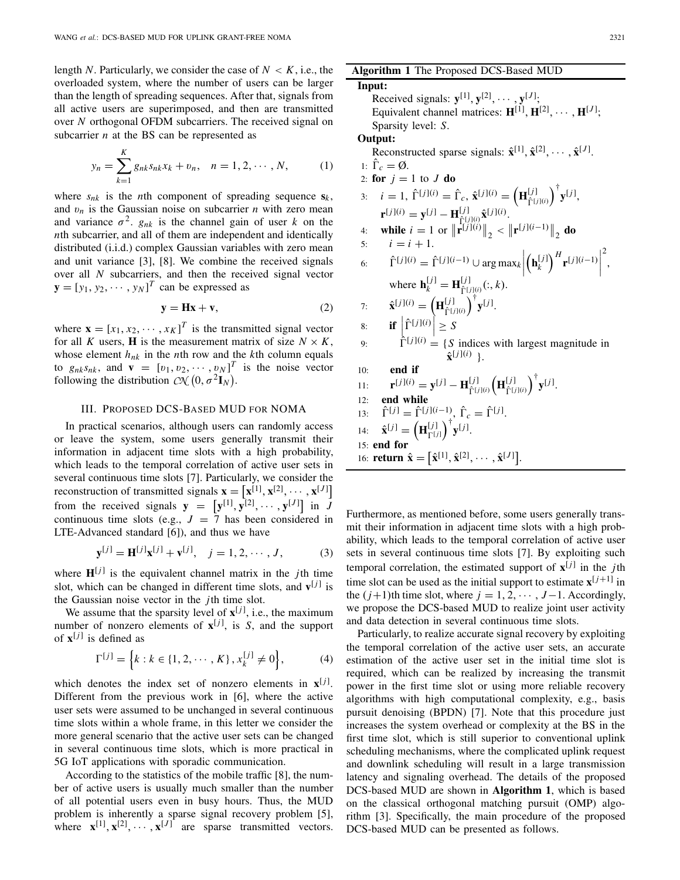length $N$. Particularly, we consider the case of $N < K$, i.e., the overloaded system, where the number of users can be larger than the length of spreading sequences. After that, signals from all active users are superimposed, and then are transmitted over $N$ orthogonal OFDM subcarriers. The received signal on subcarrier $n$ at the BS can be represented as

$$y_n = \sum_{k=1}^{K} g_{nk} s_{nk} x_k + v_n, \quad n = 1, 2, \cdots, N, \tag{1}$$

where $s_{nk}$ is the $n$th component of spreading sequence $\mathbf{s}_k$, and $v_n$ is the Gaussian noise on subcarrier $n$ with zero mean and variance $\sigma^2$. $g_{nk}$ is the channel gain of user $k$ on the $n$th subcarrier, and all of them are independent and identically distributed (i.i.d.) complex Gaussian variables with zero mean and unit variance [3], [8]. We combine the received signals over all $N$ subcarriers, and then the received signal vector $\mathbf{y} = [y_1, y_2, \cdots, y_N]^T$ can be expressed as

$$\mathbf{y} = \mathbf{H}\mathbf{x} + \mathbf{v}, \tag{2}$$

where $\mathbf{x} = [x_1, x_2, \cdots, x_K]^T$ is the transmitted signal vector for all $K$ users, $\mathbf{H}$ is the measurement matrix of size $N \times K$, whose element $h_{nk}$ in the $n$th row and the $k$th column equals to $g_{nk} s_{nk}$, and $\mathbf{v} = [v_1, v_2, \cdots, v_N]^T$ is the noise vector following the distribution $\mathcal{CN}(0, \sigma^2 \mathbf{I}_N)$.

## III. Proposed DCS-Based MUD for NOMA

In practical scenarios, although users can randomly access or leave the system, some users generally transmit their information in adjacent time slots with a high probability, which leads to the temporal correlation of active user sets in several continuous time slots [7]. Particularly, we consider the reconstruction of transmitted signals $\mathbf{x} = \left[\mathbf{x}^{[1]}, \mathbf{x}^{[2]}, \cdots, \mathbf{x}^{[J]}\right]$ from the received signals $\mathbf{y} = \left[\mathbf{y}^{[1]}, \mathbf{y}^{[2]}, \cdots, \mathbf{y}^{[J]}\right]$ in $J$ continuous time slots (e.g., $J = 7$ has been considered in LTE-Advanced standard [6]), and thus we have

$$\mathbf{y}^{[j]} = \mathbf{H}^{[j]}\mathbf{x}^{[j]} + \mathbf{v}^{[j]}, \quad j = 1, 2, \cdots, J, \tag{3}$$

where $\mathbf{H}^{[j]}$ is the equivalent channel matrix in the $j$th time slot, which can be changed in different time slots, and $\mathbf{v}^{[j]}$ is the Gaussian noise vector in the $j$th time slot.

We assume that the sparsity level of $\mathbf{x}^{[j]}$, i.e., the maximum number of nonzero elements of $\mathbf{x}^{[j]}$, is $S$, and the support of $\mathbf{x}^{[j]}$ is defined as

$$\Gamma^{[j]} = \left\{k : k \in \{1, 2, \cdots, K\}, x_k^{[j]} \neq 0\right\}, \tag{4}$$

which denotes the index set of nonzero elements in $\mathbf{x}^{[j]}$. Different from the previous work in [6], where the active user sets were assumed to be unchanged in several continuous time slots within a whole frame, in this letter we consider the more general scenario that the active user sets can be changed in several continuous time slots, which is more practical in 5G IoT applications with sporadic communication.

According to the statistics of the mobile traffic [8], the number of active users is usually much smaller than the number of all potential users even in busy hours. Thus, the MUD problem is inherently a sparse signal recovery problem [5], where $\mathbf{x}^{[1]}, \mathbf{x}^{[2]}, \cdots, \mathbf{x}^{[J]}$ are sparse transmitted vectors.

**Algorithm 1** The Proposed DCS-Based MUD

**Input:**
Received signals: $\mathbf{y}^{[1]}, \mathbf{y}^{[2]}, \cdots, \mathbf{y}^{[J]}$;
Equivalent channel matrices: $\mathbf{H}^{[1]}, \mathbf{H}^{[2]}, \cdots, \mathbf{H}^{[J]}$;
Sparsity level: $S$.

**Output:**
Reconstructed sparse signals: $\hat{\mathbf{x}}^{[1]}, \hat{\mathbf{x}}^{[2]}, \cdots, \hat{\mathbf{x}}^{[J]}$.

1: $\hat{\Gamma}_c = \emptyset$.
2: **for** $j = 1$ to $J$ **do**
3: $\quad i = 1$, $\hat{\Gamma}^{[j](i)} = \hat{\Gamma}_c$, $\hat{\mathbf{x}}^{[j](i)} = \left(\mathbf{H}^{[j]}_{\hat{\Gamma}^{[j](i)}}\right)^{\dagger}\mathbf{y}^{[j]}$, $\mathbf{r}^{[j](i)} = \mathbf{y}^{[j]} - \mathbf{H}^{[j]}_{\hat{\Gamma}^{[j](i)}}\hat{\mathbf{x}}^{[j](i)}$.
4: $\quad$ **while** $i = 1$ or $\left\|\mathbf{r}^{[j](i)}\right\|_2 < \left\|\mathbf{r}^{[j](i-1)}\right\|_2$ **do**
5: $\quad\quad i = i + 1$.
6: $\quad\quad \hat{\Gamma}^{[j](i)} = \hat{\Gamma}^{[j](i-1)} \cup \arg\max_k \left|\left(\mathbf{h}^{[j]}_k\right)^H \mathbf{r}^{[j](i-1)}\right|^2$, where $\mathbf{h}^{[j]}_k = \mathbf{H}^{[j]}_{\hat{\Gamma}^{[j](i)}}(:, k)$.
7: $\quad\quad \hat{\mathbf{x}}^{[j](i)} = \left(\mathbf{H}^{[j]}_{\hat{\Gamma}^{[j](i)}}\right)^{\dagger}\mathbf{y}^{[j]}$.
8: $\quad\quad$ **if** $\left|\hat{\Gamma}^{[j](i)}\right| \geq S$
9: $\quad\quad\quad \hat{\Gamma}^{[j](i)} = \{S$ indices with largest magnitude in $\hat{\mathbf{x}}^{[j](i)}\}$.
10: $\quad\quad$ **end if**
11: $\quad\quad \mathbf{r}^{[j](i)} = \mathbf{y}^{[j]} - \mathbf{H}^{[j]}_{\hat{\Gamma}^{[j](i)}}\left(\mathbf{H}^{[j]}_{\hat{\Gamma}^{[j](i)}}\right)^{\dagger}\mathbf{y}^{[j]}$.
12: $\quad$ **end while**
13: $\quad \hat{\Gamma}^{[j]} = \hat{\Gamma}^{[j](i-1)}$, $\hat{\Gamma}_c = \hat{\Gamma}^{[j]}$.
14: $\quad \hat{\mathbf{x}}^{[j]} = \left(\mathbf{H}^{[j]}_{\Gamma^{[j]}}\right)^{\dagger}\mathbf{y}^{[j]}$.
15: **end for**
16: **return** $\hat{\mathbf{x}} = \left[\hat{\mathbf{x}}^{[1]}, \hat{\mathbf{x}}^{[2]}, \cdots, \hat{\mathbf{x}}^{[J]}\right]$.

Furthermore, as mentioned before, some users generally transmit their information in adjacent time slots with a high probability, which leads to the temporal correlation of active user sets in several continuous time slots [7]. By exploiting such temporal correlation, the estimated support of $\mathbf{x}^{[j]}$ in the $j$th time slot can be used as the initial support to estimate $\mathbf{x}^{[j+1]}$ in the $(j+1)$th time slot, where $j = 1, 2, \cdots, J-1$. Accordingly, we propose the DCS-based MUD to realize joint user activity and data detection in several continuous time slots.

Particularly, to realize accurate signal recovery by exploiting the temporal correlation of the active user sets, an accurate estimation of the active user set in the initial time slot is required, which can be realized by increasing the transmit power in the first time slot or using more reliable recovery algorithms with high computational complexity, e.g., basis pursuit denoising (BPDN) [7]. Note that this procedure just increases the system overhead or complexity at the BS in the first time slot, which is still superior to conventional uplink scheduling mechanisms, where the complicated uplink request and downlink scheduling will result in a large transmission latency and signaling overhead. The details of the proposed DCS-based MUD are shown in **Algorithm 1**, which is based on the classical orthogonal matching pursuit (OMP) algorithm [3]. Specifically, the main procedure of the proposed DCS-based MUD can be presented as follows.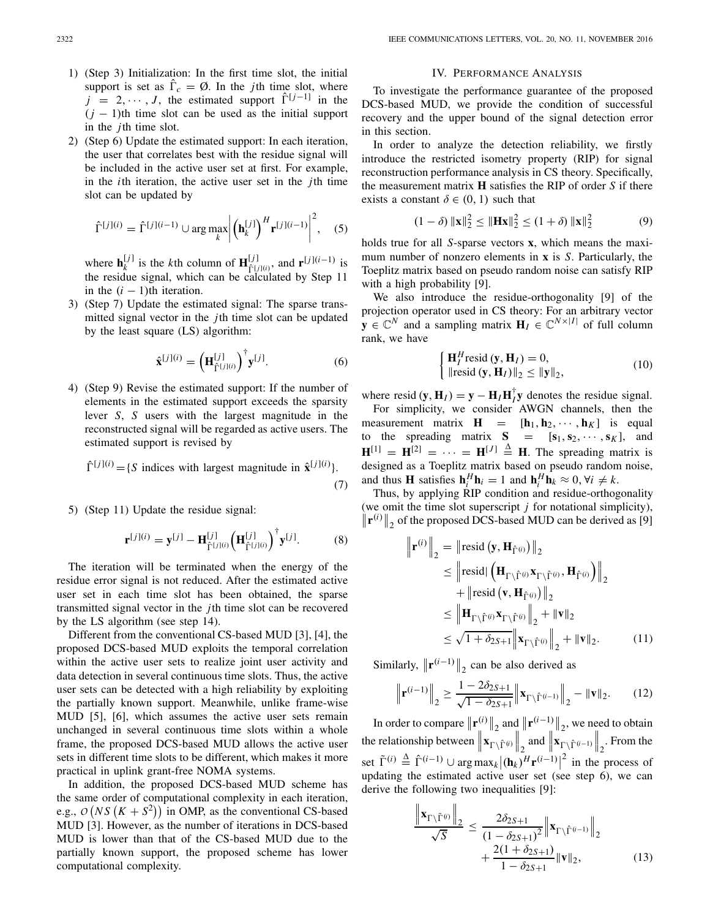1) (Step 3) Initialization: In the first time slot, the initial support is set as $\hat{\Gamma}_c = \emptyset$. In the $j$th time slot, where $j = 2, \cdots, J$, the estimated support $\hat{\Gamma}^{[j-1]}$ in the $(j-1)$th time slot can be used as the initial support in the $j$th time slot.
2) (Step 6) Update the estimated support: In each iteration, the user that correlates best with the residue signal will be included in the active user set at first. For example, in the $i$th iteration, the active user set in the $j$th time slot can be updated by

$$\hat{\Gamma}^{[j](i)} = \hat{\Gamma}^{[j](i-1)} \cup \arg\max_k \left| \left(\mathbf{h}_k^{[j]}\right)^H \mathbf{r}^{[j](i-1)} \right|^2, \quad (5)$$

where $\mathbf{h}_k^{[j]}$ is the $k$th column of $\mathbf{H}^{[j]}_{\hat{\Gamma}^{[j](i)}}$, and $\mathbf{r}^{[j](i-1)}$ is the residue signal, which can be calculated by Step 11 in the $(i-1)$th iteration.
3) (Step 7) Update the estimated signal: The sparse transmitted signal vector in the $j$th time slot can be updated by the least square (LS) algorithm:

$$\hat{\mathbf{x}}^{[j](i)} = \left(\mathbf{H}^{[j]}_{\hat{\Gamma}^{[j](i)}}\right)^{\dagger} \mathbf{y}^{[j]}. \quad (6)$$

4) (Step 9) Revise the estimated support: If the number of elements in the estimated support exceeds the sparsity lever $S$, $S$ users with the largest magnitude in the reconstructed signal will be regarded as active users. The estimated support is revised by

$$\hat{\Gamma}^{[j](i)} = \{S \text{ indices with largest magnitude in } \hat{\mathbf{x}}^{[j](i)}\}. \quad (7)$$

5) (Step 11) Update the residue signal:

$$\mathbf{r}^{[j](i)} = \mathbf{y}^{[j]} - \mathbf{H}^{[j]}_{\hat{\Gamma}^{[j](i)}} \left(\mathbf{H}^{[j]}_{\hat{\Gamma}^{[j](i)}}\right)^{\dagger} \mathbf{y}^{[j]}. \quad (8)$$

The iteration will be terminated when the energy of the residue error signal is not reduced. After the estimated active user set in each time slot has been obtained, the sparse transmitted signal vector in the $j$th time slot can be recovered by the LS algorithm (see step 14).

Different from the conventional CS-based MUD [3], [4], the proposed DCS-based MUD exploits the temporal correlation within the active user sets to realize joint user activity and data detection in several continuous time slots. Thus, the active user sets can be detected with a high reliability by exploiting the partially known support. Meanwhile, unlike frame-wise MUD [5], [6], which assumes the active user sets remain unchanged in several continuous time slots within a whole frame, the proposed DCS-based MUD allows the active user sets in different time slots to be different, which makes it more practical in uplink grant-free NOMA systems.

In addition, the proposed DCS-based MUD scheme has the same order of computational complexity in each iteration, e.g., $\mathcal{O}\left(NS\left(K+S^2\right)\right)$ in OMP, as the conventional CS-based MUD [3]. However, as the number of iterations in DCS-based MUD is lower than that of the CS-based MUD due to the partially known support, the proposed scheme has lower computational complexity.

## IV. Performance Analysis

To investigate the performance guarantee of the proposed DCS-based MUD, we provide the condition of successful recovery and the upper bound of the signal detection error in this section.

In order to analyze the detection reliability, we firstly introduce the restricted isometry property (RIP) for signal reconstruction performance analysis in CS theory. Specifically, the measurement matrix $\mathbf{H}$ satisfies the RIP of order $S$ if there exists a constant $\delta \in (0, 1)$ such that

$$(1-\delta)\|\mathbf{x}\|_2^2 \le \|\mathbf{H}\mathbf{x}\|_2^2 \le (1+\delta)\|\mathbf{x}\|_2^2 \quad (9)$$

holds true for all $S$-sparse vectors $\mathbf{x}$, which means the maximum number of nonzero elements in $\mathbf{x}$ is $S$. Particularly, the Toeplitz matrix based on pseudo random noise can satisfy RIP with a high probability [9].

We also introduce the residue-orthogonality [9] of the projection operator used in CS theory: For an arbitrary vector $\mathbf{y} \in \mathbb{C}^N$ and a sampling matrix $\mathbf{H}_I \in \mathbb{C}^{N \times |I|}$ of full column rank, we have

$$\begin{cases} \mathbf{H}_I^H \text{resid}\left(\mathbf{y}, \mathbf{H}_I\right) = 0, \\ \|\text{resid}\left(\mathbf{y}, \mathbf{H}_I\right)\|_2 \le \|\mathbf{y}\|_2, \end{cases} \quad (10)$$

where $\text{resid}\left(\mathbf{y}, \mathbf{H}_I\right) = \mathbf{y} - \mathbf{H}_I \mathbf{H}_I^{\dagger}\mathbf{y}$ denotes the residue signal.

For simplicity, we consider AWGN channels, then the measurement matrix $\mathbf{H} = [\mathbf{h}_1, \mathbf{h}_2, \cdots, \mathbf{h}_K]$ is equal to the spreading matrix $\mathbf{S} = [\mathbf{s}_1, \mathbf{s}_2, \cdots, \mathbf{s}_K]$, and $\mathbf{H}^{[1]} = \mathbf{H}^{[2]} = \cdots = \mathbf{H}^{[J]} \triangleq \mathbf{H}$. The spreading matrix is designed as a Toeplitz matrix based on pseudo random noise, and thus $\mathbf{H}$ satisfies $\mathbf{h}_i^H \mathbf{h}_i = 1$ and $\mathbf{h}_i^H \mathbf{h}_k \approx 0, \forall i \ne k$.

Thus, by applying RIP condition and residue-orthogonality (we omit the time slot superscript $j$ for notational simplicity), $\left\|\mathbf{r}^{(i)}\right\|_2$ of the proposed DCS-based MUD can be derived as [9]

$$\begin{aligned} \left\|\mathbf{r}^{(i)}\right\|_2 &= \left\|\text{resid}\left(\mathbf{y}, \mathbf{H}_{\hat{\Gamma}^{(i)}}\right)\right\|_2 \\ &\le \left\|\text{resid}\left(\mathbf{H}_{\Gamma \setminus \hat{\Gamma}^{(i)}} \mathbf{x}_{\Gamma \setminus \hat{\Gamma}^{(i)}}, \mathbf{H}_{\hat{\Gamma}^{(i)}}\right)\right\|_2 \\ &\quad + \left\|\text{resid}\left(\mathbf{v}, \mathbf{H}_{\hat{\Gamma}^{(i)}}\right)\right\|_2 \\ &\le \left\|\mathbf{H}_{\Gamma \setminus \hat{\Gamma}^{(i)}} \mathbf{x}_{\Gamma \setminus \hat{\Gamma}^{(i)}}\right\|_2 + \|\mathbf{v}\|_2 \\ &\le \sqrt{1+\delta_{2S+1}} \left\|\mathbf{x}_{\Gamma \setminus \hat{\Gamma}^{(i)}}\right\|_2 + \|\mathbf{v}\|_2. \end{aligned} \quad (11)$$

Similarly, $\left\|\mathbf{r}^{(i-1)}\right\|_2$ can be also derived as

$$\left\|\mathbf{r}^{(i-1)}\right\|_2 \ge \frac{1-2\delta_{2S+1}}{\sqrt{1-\delta_{2S+1}}} \left\|\mathbf{x}_{\Gamma \setminus \hat{\Gamma}^{(i-1)}}\right\|_2 - \|\mathbf{v}\|_2. \quad (12)$$

In order to compare $\left\|\mathbf{r}^{(i)}\right\|_2$ and $\left\|\mathbf{r}^{(i-1)}\right\|_2$, we need to obtain the relationship between $\left\|\mathbf{x}_{\Gamma \setminus \hat{\Gamma}^{(i)}}\right\|_2$ and $\left\|\mathbf{x}_{\Gamma \setminus \hat{\Gamma}^{(i-1)}}\right\|_2$. From the set $\tilde{\Gamma}^{(i)} \triangleq \hat{\Gamma}^{(i-1)} \cup \arg\max_k \left|(\mathbf{h}_k)^H \mathbf{r}^{(i-1)}\right|^2$ in the process of updating the estimated active user set (see step 6), we can derive the following two inequalities [9]:

$$\begin{aligned} \frac{\left\|\mathbf{x}_{\Gamma \setminus \tilde{\Gamma}^{(i)}}\right\|_2}{\sqrt{S}} \le& \frac{2\delta_{2S+1}}{(1-\delta_{2S+1})^2} \left\|\mathbf{x}_{\Gamma \setminus \hat{\Gamma}^{(i-1)}}\right\|_2 \\ &+ \frac{2(1+\delta_{2S+1})}{1-\delta_{2S+1}} \|\mathbf{v}\|_2, \end{aligned} \quad (13)$$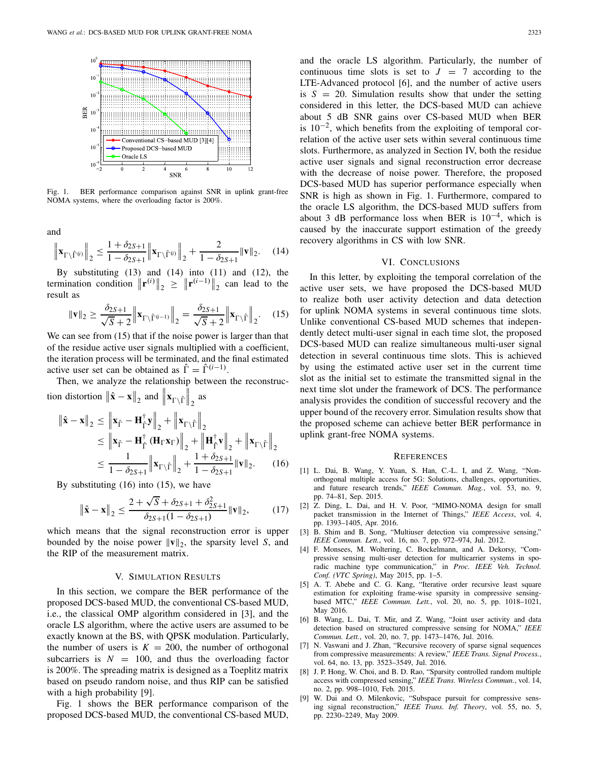10[0]
10[-1]
10[-2]
10[-3]
10[-4]
10[-5]
10[-6]
BER
−2 0 2 4 6 8 10 12
SNR
Conventional CS−based MUD [3][4]
Proposed DCS−based MUD
Oracle LS

Fig. 1. BER performance comparison against SNR in uplink grant-free NOMA systems, where the overloading factor is 200%.

and

$$\left\|\mathbf{x}_{\Gamma\setminus\hat{\Gamma}^{(i)}}\right\|_2 \leq \frac{1+\delta_{2S+1}}{1-\delta_{2S+1}}\left\|\mathbf{x}_{\Gamma\setminus\hat{\Gamma}^{(i)}}\right\|_2 + \frac{2}{1-\delta_{2S+1}}\|\mathbf{v}\|_2. \quad (14)$$

By substituting (13) and (14) into (11) and (12), the termination condition $\left\|\mathbf{r}^{(i)}\right\|_2 \geq \left\|\mathbf{r}^{(i-1)}\right\|_2$ can lead to the result as

$$\|\mathbf{v}\|_2 \geq \frac{\delta_{2S+1}}{\sqrt{S}+2}\left\|\mathbf{x}_{\Gamma\setminus\hat{\Gamma}^{(i-1)}}\right\|_2 = \frac{\delta_{2S+1}}{\sqrt{S}+2}\left\|\mathbf{x}_{\Gamma\setminus\hat{\Gamma}}\right\|_2. \quad (15)$$

We can see from (15) that if the noise power is larger than that of the residue active user signals multiplied with a coefficient, the iteration process will be terminated, and the final estimated active user set can be obtained as $\hat{\Gamma} = \hat{\Gamma}^{(i-1)}$.

Then, we analyze the relationship between the reconstruction distortion $\|\hat{\mathbf{x}} - \mathbf{x}\|_2$ and $\left\|\mathbf{x}_{\Gamma\setminus\hat{\Gamma}}\right\|_2$ as

$$\begin{aligned}
\|\hat{\mathbf{x}} - \mathbf{x}\|_2 &\leq \left\|\mathbf{x}_{\hat{\Gamma}} - \mathbf{H}_{\hat{\Gamma}}^{\dagger}\mathbf{y}\right\|_2 + \left\|\mathbf{x}_{\Gamma\setminus\hat{\Gamma}}\right\|_2 \\
&\leq \left\|\mathbf{x}_{\hat{\Gamma}} - \mathbf{H}_{\hat{\Gamma}}^{\dagger}\left(\mathbf{H}_{\Gamma}\mathbf{x}_{\Gamma}\right)\right\|_2 + \left\|\mathbf{H}_{\hat{\Gamma}}^{\dagger}\mathbf{v}\right\|_2 + \left\|\mathbf{x}_{\Gamma\setminus\hat{\Gamma}}\right\|_2 \\
&\leq \frac{1}{1-\delta_{2S+1}}\left\|\mathbf{x}_{\Gamma\setminus\hat{\Gamma}}\right\|_2 + \frac{1+\delta_{2S+1}}{1-\delta_{2S+1}}\|\mathbf{v}\|_2. \quad (16)
\end{aligned}$$

By substituting (16) into (15), we have

$$\|\hat{\mathbf{x}} - \mathbf{x}\|_2 \leq \frac{2+\sqrt{S}+\delta_{2S+1}+\delta_{2S+1}^2}{\delta_{2S+1}(1-\delta_{2S+1})}\|\mathbf{v}\|_2, \quad (17)$$

which means that the signal reconstruction error is upper bounded by the noise power $\|\mathbf{v}\|_2$, the sparsity level $S$, and the RIP of the measurement matrix.

## V. Simulation Results

In this section, we compare the BER performance of the proposed DCS-based MUD, the conventional CS-based MUD, i.e., the classical OMP algorithm considered in [3], and the oracle LS algorithm, where the active users are assumed to be exactly known at the BS, with QPSK modulation. Particularly, the number of users is $K = 200$, the number of orthogonal subcarriers is $N = 100$, and thus the overloading factor is 200%. The spreading matrix is designed as a Toeplitz matrix based on pseudo random noise, and thus RIP can be satisfied with a high probability [9].

Fig. 1 shows the BER performance comparison of the proposed DCS-based MUD, the conventional CS-based MUD, and the oracle LS algorithm. Particularly, the number of continuous time slots is set to $J = 7$ according to the LTE-Advanced protocol [6], and the number of active users is $S = 20$. Simulation results show that under the setting considered in this letter, the DCS-based MUD can achieve about 5 dB SNR gains over CS-based MUD when BER is $10^{-2}$, which benefits from the exploiting of temporal correlation of the active user sets within several continuous time slots. Furthermore, as analyzed in Section IV, both the residue active user signals and signal reconstruction error decrease with the decrease of noise power. Therefore, the proposed DCS-based MUD has superior performance especially when SNR is high as shown in Fig. 1. Furthermore, compared to the oracle LS algorithm, the DCS-based MUD suffers from about 3 dB performance loss when BER is $10^{-4}$, which is caused by the inaccurate support estimation of the greedy recovery algorithms in CS with low SNR.

## VI. Conclusions

In this letter, by exploiting the temporal correlation of the active user sets, we have proposed the DCS-based MUD to realize both user activity detection and data detection for uplink NOMA systems in several continuous time slots. Unlike conventional CS-based MUD schemes that independently detect multi-user signal in each time slot, the proposed DCS-based MUD can realize simultaneous multi-user signal detection in several continuous time slots. This is achieved by using the estimated active user set in the current time slot as the initial set to estimate the transmitted signal in the next time slot under the framework of DCS. The performance analysis provides the condition of successful recovery and the upper bound of the recovery error. Simulation results show that the proposed scheme can achieve better BER performance in uplink grant-free NOMA systems.

## References

[1] L. Dai, B. Wang, Y. Yuan, S. Han, C.-L. I, and Z. Wang, "Non-orthogonal multiple access for 5G: Solutions, challenges, opportunities, and future research trends," *IEEE Commun. Mag.*, vol. 53, no. 9, pp. 74–81, Sep. 2015.

[2] Z. Ding, L. Dai, and H. V. Poor, "MIMO-NOMA design for small packet transmission in the Internet of Things," *IEEE Access*, vol. 4, pp. 1393–1405, Apr. 2016.

[3] B. Shim and B. Song, "Multiuser detection via compressive sensing," *IEEE Commun. Lett.*, vol. 16, no. 7, pp. 972–974, Jul. 2012.

[4] F. Monsees, M. Woltering, C. Bockelmann, and A. Dekorsy, "Compressive sensing multi-user detection for multicarrier systems in sporadic machine type communication," in *Proc. IEEE Veh. Technol. Conf. (VTC Spring)*, May 2015, pp. 1–5.

[5] A. T. Abebe and C. G. Kang, "Iterative order recursive least square estimation for exploiting frame-wise sparsity in compressive sensing-based MTC," *IEEE Commun. Lett.*, vol. 20, no. 5, pp. 1018–1021, May 2016.

[6] B. Wang, L. Dai, T. Mir, and Z. Wang, "Joint user activity and data detection based on structured compressive sensing for NOMA," *IEEE Commun. Lett.*, vol. 20, no. 7, pp. 1473–1476, Jul. 2016.

[7] N. Vaswani and J. Zhan, "Recursive recovery of sparse signal sequences from compressive measurements: A review," *IEEE Trans. Signal Process.*, vol. 64, no. 13, pp. 3523–3549, Jul. 2016.

[8] J. P. Hong, W. Choi, and B. D. Rao, "Sparsity controlled random multiple access with compressed sensing," *IEEE Trans. Wireless Commun.*, vol. 14, no. 2, pp. 998–1010, Feb. 2015.

[9] W. Dai and O. Milenkovic, "Subspace pursuit for compressive sensing signal reconstruction," *IEEE Trans. Inf. Theory*, vol. 55, no. 5, pp. 2230–2249, May 2009.